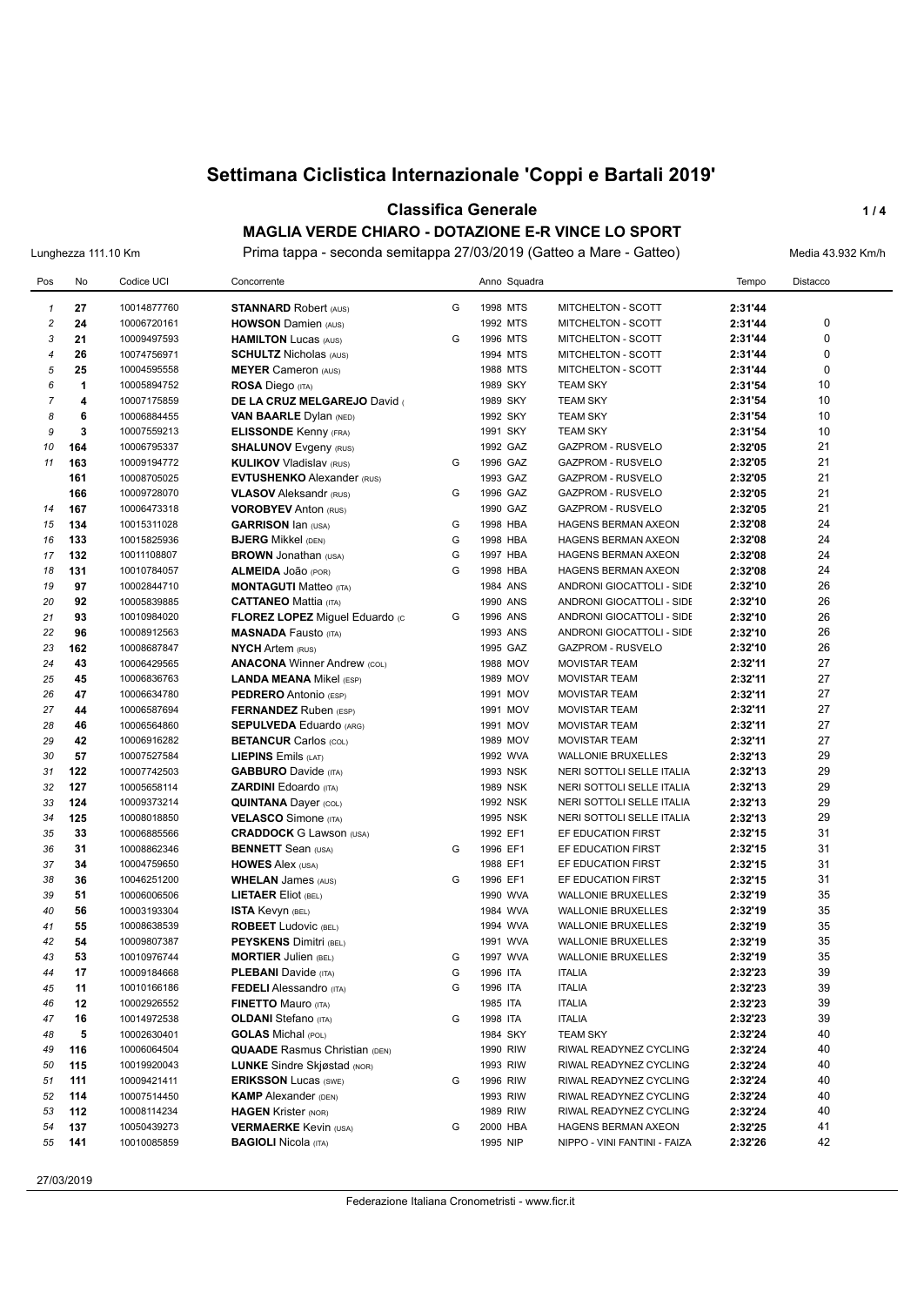# Settimana Ciclistica Internazionale 'Coppi e Bartali 2019'

## Classifica Generale

### MAGLIA VERDE CHIARO - DOTAZIONE E-R VINCE LO SPORT

Lunghezza 111.10 Km — Prima tappa - seconda semitappa 27/03/2019 (Gatteo a Mare - Gatteo) — Media 43.932 Km/h

| Pos | No | Codice UCI | Concorrente | | Anno | Squadra | | Tempo | Distacco |
|---|---|---|---|---|---|---|---|---|---|
| 1 | 27 | 10014877760 | **STANNARD** Robert (AUS) | G | 1998 | MTS | MITCHELTON - SCOTT | 2:31'44 | |
| 2 | 24 | 10006720161 | **HOWSON** Damien (AUS) | | 1992 | MTS | MITCHELTON - SCOTT | 2:31'44 | 0 |
| 3 | 21 | 10009497593 | **HAMILTON** Lucas (AUS) | G | 1996 | MTS | MITCHELTON - SCOTT | 2:31'44 | 0 |
| 4 | 26 | 10074756971 | **SCHULTZ** Nicholas (AUS) | | 1994 | MTS | MITCHELTON - SCOTT | 2:31'44 | 0 |
| 5 | 25 | 10004595558 | **MEYER** Cameron (AUS) | | 1988 | MTS | MITCHELTON - SCOTT | 2:31'44 | 0 |
| 6 | 1 | 10005894752 | **ROSA** Diego (ITA) | | 1989 | SKY | TEAM SKY | 2:31'54 | 10 |
| 7 | 4 | 10007175859 | **DE LA CRUZ MELGAREJO** David ( | | 1989 | SKY | TEAM SKY | 2:31'54 | 10 |
| 8 | 6 | 10006884455 | **VAN BAARLE** Dylan (NED) | | 1992 | SKY | TEAM SKY | 2:31'54 | 10 |
| 9 | 3 | 10007559213 | **ELISSONDE** Kenny (FRA) | | 1991 | SKY | TEAM SKY | 2:31'54 | 10 |
| 10 | 164 | 10006795337 | **SHALUNOV** Evgeny (RUS) | | 1992 | GAZ | GAZPROM - RUSVELO | 2:32'05 | 21 |
| 11 | 163 | 10009194772 | **KULIKOV** Vladislav (RUS) | G | 1996 | GAZ | GAZPROM - RUSVELO | 2:32'05 | 21 |
| | 161 | 10008705025 | **EVTUSHENKO** Alexander (RUS) | | 1993 | GAZ | GAZPROM - RUSVELO | 2:32'05 | 21 |
| | 166 | 10009728070 | **VLASOV** Aleksandr (RUS) | G | 1996 | GAZ | GAZPROM - RUSVELO | 2:32'05 | 21 |
| 14 | 167 | 10006473318 | **VOROBYEV** Anton (RUS) | | 1990 | GAZ | GAZPROM - RUSVELO | 2:32'05 | 21 |
| 15 | 134 | 10015311028 | **GARRISON** Ian (USA) | G | 1998 | HBA | HAGENS BERMAN AXEON | 2:32'08 | 24 |
| 16 | 133 | 10015825936 | **BJERG** Mikkel (DEN) | G | 1998 | HBA | HAGENS BERMAN AXEON | 2:32'08 | 24 |
| 17 | 132 | 10011108807 | **BROWN** Jonathan (USA) | G | 1997 | HBA | HAGENS BERMAN AXEON | 2:32'08 | 24 |
| 18 | 131 | 10010784057 | **ALMEIDA** João (POR) | G | 1998 | HBA | HAGENS BERMAN AXEON | 2:32'08 | 24 |
| 19 | 97 | 10002844710 | **MONTAGUTI** Matteo (ITA) | | 1984 | ANS | ANDRONI GIOCATTOLI - SIDE | 2:32'10 | 26 |
| 20 | 92 | 10005839885 | **CATTANEO** Mattia (ITA) | | 1990 | ANS | ANDRONI GIOCATTOLI - SIDE | 2:32'10 | 26 |
| 21 | 93 | 10010984020 | **FLOREZ LOPEZ** Miguel Eduardo (C | G | 1996 | ANS | ANDRONI GIOCATTOLI - SIDE | 2:32'10 | 26 |
| 22 | 96 | 10008912563 | **MASNADA** Fausto (ITA) | | 1993 | ANS | ANDRONI GIOCATTOLI - SIDE | 2:32'10 | 26 |
| 23 | 162 | 10008687847 | **NYCH** Artem (RUS) | | 1995 | GAZ | GAZPROM - RUSVELO | 2:32'10 | 26 |
| 24 | 43 | 10006429565 | **ANACONA** Winner Andrew (COL) | | 1988 | MOV | MOVISTAR TEAM | 2:32'11 | 27 |
| 25 | 45 | 10006836763 | **LANDA MEANA** Mikel (ESP) | | 1989 | MOV | MOVISTAR TEAM | 2:32'11 | 27 |
| 26 | 47 | 10006634780 | **PEDRERO** Antonio (ESP) | | 1991 | MOV | MOVISTAR TEAM | 2:32'11 | 27 |
| 27 | 44 | 10006587694 | **FERNANDEZ** Ruben (ESP) | | 1991 | MOV | MOVISTAR TEAM | 2:32'11 | 27 |
| 28 | 46 | 10006564860 | **SEPULVEDA** Eduardo (ARG) | | 1991 | MOV | MOVISTAR TEAM | 2:32'11 | 27 |
| 29 | 42 | 10006916282 | **BETANCUR** Carlos (COL) | | 1989 | MOV | MOVISTAR TEAM | 2:32'11 | 27 |
| 30 | 57 | 10007527584 | **LIEPINS** Emils (LAT) | | 1992 | WVA | WALLONIE BRUXELLES | 2:32'13 | 29 |
| 31 | 122 | 10007742503 | **GABBURO** Davide (ITA) | | 1993 | NSK | NERI SOTTOLI SELLE ITALIA | 2:32'13 | 29 |
| 32 | 127 | 10005658114 | **ZARDINI** Edoardo (ITA) | | 1989 | NSK | NERI SOTTOLI SELLE ITALIA | 2:32'13 | 29 |
| 33 | 124 | 10009373214 | **QUINTANA** Dayer (COL) | | 1992 | NSK | NERI SOTTOLI SELLE ITALIA | 2:32'13 | 29 |
| 34 | 125 | 10008018850 | **VELASCO** Simone (ITA) | | 1995 | NSK | NERI SOTTOLI SELLE ITALIA | 2:32'13 | 29 |
| 35 | 33 | 10006885566 | **CRADDOCK** G Lawson (USA) | | 1992 | EF1 | EF EDUCATION FIRST | 2:32'15 | 31 |
| 36 | 31 | 10008862346 | **BENNETT** Sean (USA) | G | 1996 | EF1 | EF EDUCATION FIRST | 2:32'15 | 31 |
| 37 | 34 | 10004759650 | **HOWES** Alex (USA) | | 1988 | EF1 | EF EDUCATION FIRST | 2:32'15 | 31 |
| 38 | 36 | 10046251200 | **WHELAN** James (AUS) | G | 1996 | EF1 | EF EDUCATION FIRST | 2:32'15 | 31 |
| 39 | 51 | 10006006506 | **LIETAER** Eliot (BEL) | | 1990 | WVA | WALLONIE BRUXELLES | 2:32'19 | 35 |
| 40 | 56 | 10003193304 | **ISTA** Kevyn (BEL) | | 1984 | WVA | WALLONIE BRUXELLES | 2:32'19 | 35 |
| 41 | 55 | 10008638539 | **ROBEET** Ludovic (BEL) | | 1994 | WVA | WALLONIE BRUXELLES | 2:32'19 | 35 |
| 42 | 54 | 10009807387 | **PEYSKENS** Dimitri (BEL) | | 1991 | WVA | WALLONIE BRUXELLES | 2:32'19 | 35 |
| 43 | 53 | 10010976744 | **MORTIER** Julien (BEL) | G | 1997 | WVA | WALLONIE BRUXELLES | 2:32'19 | 35 |
| 44 | 17 | 10009184668 | **PLEBANI** Davide (ITA) | G | 1996 | ITA | ITALIA | 2:32'23 | 39 |
| 45 | 11 | 10010166186 | **FEDELI** Alessandro (ITA) | G | 1996 | ITA | ITALIA | 2:32'23 | 39 |
| 46 | 12 | 10002926552 | **FINETTO** Mauro (ITA) | | 1985 | ITA | ITALIA | 2:32'23 | 39 |
| 47 | 16 | 10014972538 | **OLDANI** Stefano (ITA) | G | 1998 | ITA | ITALIA | 2:32'23 | 39 |
| 48 | 5 | 10002630401 | **GOLAS** Michal (POL) | | 1984 | SKY | TEAM SKY | 2:32'24 | 40 |
| 49 | 116 | 10006064504 | **QUAADE** Rasmus Christian (DEN) | | 1990 | RIW | RIWAL READYNEZ CYCLING | 2:32'24 | 40 |
| 50 | 115 | 10019920043 | **LUNKE** Sindre Skjøstad (NOR) | | 1993 | RIW | RIWAL READYNEZ CYCLING | 2:32'24 | 40 |
| 51 | 111 | 10009421411 | **ERIKSSON** Lucas (SWE) | G | 1996 | RIW | RIWAL READYNEZ CYCLING | 2:32'24 | 40 |
| 52 | 114 | 10007514450 | **KAMP** Alexander (DEN) | | 1993 | RIW | RIWAL READYNEZ CYCLING | 2:32'24 | 40 |
| 53 | 112 | 10008114234 | **HAGEN** Krister (NOR) | | 1989 | RIW | RIWAL READYNEZ CYCLING | 2:32'24 | 40 |
| 54 | 137 | 10050439273 | **VERMAERKE** Kevin (USA) | G | 2000 | HBA | HAGENS BERMAN AXEON | 2:32'25 | 41 |
| 55 | 141 | 10010085859 | **BAGIOLI** Nicola (ITA) | | 1995 | NIP | NIPPO - VINI FANTINI - FAIZA | 2:32'26 | 42 |

27/03/2019

Federazione Italiana Cronometristi - www.ficr.it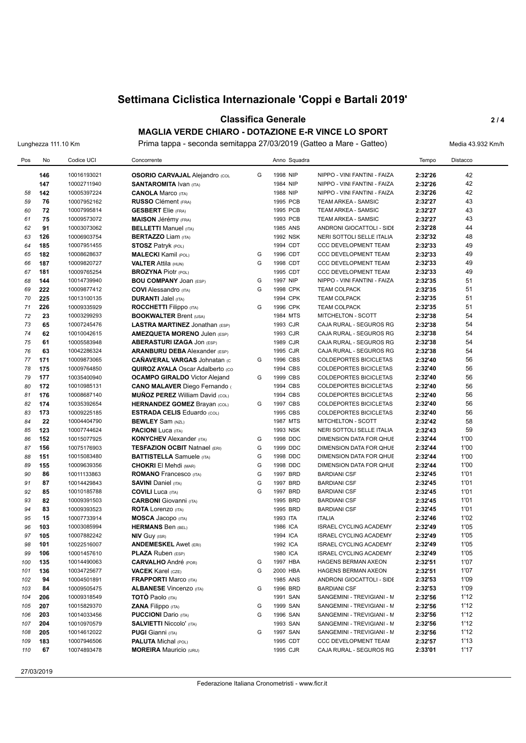# Settimana Ciclistica Internazionale 'Coppi e Bartali 2019'

## Classifica Generale

### MAGLIA VERDE CHIARO - DOTAZIONE E-R VINCE LO SPORT

Lunghezza 111.10 Km — Prima tappa - seconda semitappa 27/03/2019 (Gatteo a Mare - Gatteo) — Media 43.932 Km/h

| Pos | No | Codice UCI | Concorrente | | Anno | Squadra | | Tempo | Distacco |
|---|---|---|---|---|---|---|---|---|---|
| | 146 | 10016193021 | **OSORIO CARVAJAL** Alejandro (COL | G | 1998 | NIP | NIPPO - VINI FANTINI - FAIZA | 2:32'26 | 42 |
| | 147 | 10002711940 | **SANTAROMITA** Ivan (ITA) | | 1984 | NIP | NIPPO - VINI FANTINI - FAIZA | 2:32'26 | 42 |
| 58 | 142 | 10005397224 | **CANOLA** Marco (ITA) | | 1988 | NIP | NIPPO - VINI FANTINI - FAIZA | 2:32'26 | 42 |
| 59 | 76 | 10007952162 | **RUSSO** Clément (FRA) | | 1995 | PCB | TEAM ARKEA - SAMSIC | 2:32'27 | 43 |
| 60 | 72 | 10007995814 | **GESBERT** Elie (FRA) | | 1995 | PCB | TEAM ARKEA - SAMSIC | 2:32'27 | 43 |
| 61 | 75 | 10009573072 | **MAISON** Jérémy (FRA) | | 1993 | PCB | TEAM ARKEA - SAMSIC | 2:32'27 | 43 |
| 62 | 91 | 10003073062 | **BELLETTI** Manuel (ITA) | | 1985 | ANS | ANDRONI GIOCATTOLI - SIDE | 2:32'28 | 44 |
| 63 | 126 | 10006903754 | **BERTAZZO** Liam (ITA) | | 1992 | NSK | NERI SOTTOLI SELLE ITALIA | 2:32'32 | 48 |
| 64 | 185 | 10007951455 | **STOSZ** Patryk (POL) | | 1994 | CDT | CCC DEVELOPMENT TEAM | 2:32'33 | 49 |
| 65 | 182 | 10008628637 | **MALECKI** Kamil (POL) | G | 1996 | CDT | CCC DEVELOPMENT TEAM | 2:32'33 | 49 |
| 66 | 187 | 10009820727 | **VALTER** Attila (HUN) | G | 1998 | CDT | CCC DEVELOPMENT TEAM | 2:32'33 | 49 |
| 67 | 181 | 10009765254 | **BROZYNA** Piotr (POL) | | 1995 | CDT | CCC DEVELOPMENT TEAM | 2:32'33 | 49 |
| 68 | 144 | 10014739940 | **BOU COMPANY** Joan (ESP) | G | 1997 | NIP | NIPPO - VINI FANTINI - FAIZA | 2:32'35 | 51 |
| 69 | 222 | 10009877412 | **COVI** Alessandro (ITA) | G | 1998 | CPK | TEAM COLPACK | 2:32'35 | 51 |
| 70 | 225 | 10013100135 | **DURANTI** Jalel (ITA) | | 1994 | CPK | TEAM COLPACK | 2:32'35 | 51 |
| 71 | 226 | 10009335929 | **ROCCHETTI** Filippo (ITA) | G | 1996 | CPK | TEAM COLPACK | 2:32'35 | 51 |
| 72 | 23 | 10003299293 | **BOOKWALTER** Brent (USA) | | 1984 | MTS | MITCHELTON - SCOTT | 2:32'38 | 54 |
| 73 | 65 | 10007245476 | **LASTRA MARTINEZ** Jonathan (ESP) | | 1993 | CJR | CAJA RURAL - SEGUROS RG | 2:32'38 | 54 |
| 74 | 62 | 10010042615 | **AMEZQUETA MORENO** Julen (ESP) | | 1993 | CJR | CAJA RURAL - SEGUROS RG | 2:32'38 | 54 |
| 75 | 61 | 10005583948 | **ABERASTURI IZAGA** Jon (ESP) | | 1989 | CJR | CAJA RURAL - SEGUROS RG | 2:32'38 | 54 |
| 76 | 63 | 10042286324 | **ARANBURU DEBA** Alexander (ESP) | | 1995 | CJR | CAJA RURAL - SEGUROS RG | 2:32'38 | 54 |
| 77 | 171 | 10009873065 | **CAÑAVERAL VARGAS** Johnatan (C | G | 1996 | CBS | COLDEPORTES BICICLETAS | 2:32'40 | 56 |
| 78 | 175 | 10009764850 | **QUIROZ AYALA** Oscar Adalberto (CO | | 1994 | CBS | COLDEPORTES BICICLETAS | 2:32'40 | 56 |
| 79 | 177 | 10035400940 | **OCAMPO GIRALDO** Victor Alejand | G | 1999 | CBS | COLDEPORTES BICICLETAS | 2:32'40 | 56 |
| 80 | 172 | 10010985131 | **CANO MALAVER** Diego Fernando ( | | 1994 | CBS | COLDEPORTES BICICLETAS | 2:32'40 | 56 |
| 81 | 176 | 10008687140 | **MUÑOZ PEREZ** William David (COL) | | 1994 | CBS | COLDEPORTES BICICLETAS | 2:32'40 | 56 |
| 82 | 174 | 10035392654 | **HERNANDEZ GOMEZ** Brayan (COL) | G | 1997 | CBS | COLDEPORTES BICICLETAS | 2:32'40 | 56 |
| 83 | 173 | 10009225185 | **ESTRADA CELIS** Eduardo (COL) | | 1995 | CBS | COLDEPORTES BICICLETAS | 2:32'40 | 56 |
| 84 | 22 | 10004404790 | **BEWLEY** Sam (NZL) | | 1987 | MTS | MITCHELTON - SCOTT | 2:32'42 | 58 |
| 85 | 123 | 10007744624 | **PACIONI** Luca (ITA) | | 1993 | NSK | NERI SOTTOLI SELLE ITALIA | 2:32'43 | 59 |
| 86 | 152 | 10015077925 | **KONYCHEV** Alexander (ITA) | G | 1998 | DDC | DIMENSION DATA FOR QHUE | 2:32'44 | 1'00 |
| 87 | 156 | 10075176903 | **TESFAZION OCBIT** Natnael (ERI) | G | 1999 | DDC | DIMENSION DATA FOR QHUE | 2:32'44 | 1'00 |
| 88 | 151 | 10015083480 | **BATTISTELLA** Samuele (ITA) | G | 1998 | DDC | DIMENSION DATA FOR QHUE | 2:32'44 | 1'00 |
| 89 | 155 | 10009639356 | **CHOKRI** El Mehdi (MAR) | G | 1998 | DDC | DIMENSION DATA FOR QHUE | 2:32'44 | 1'00 |
| 90 | 86 | 10011133863 | **ROMANO** Francesco (ITA) | G | 1997 | BRD | BARDIANI CSF | 2:32'45 | 1'01 |
| 91 | 87 | 10014429843 | **SAVINI** Daniel (ITA) | G | 1997 | BRD | BARDIANI CSF | 2:32'45 | 1'01 |
| 92 | 85 | 10010185788 | **COVILI** Luca (ITA) | G | 1997 | BRD | BARDIANI CSF | 2:32'45 | 1'01 |
| 93 | 82 | 10009391503 | **CARBONI** Giovanni (ITA) | | 1995 | BRD | BARDIANI CSF | 2:32'45 | 1'01 |
| 94 | 83 | 10009393523 | **ROTA** Lorenzo (ITA) | | 1995 | BRD | BARDIANI CSF | 2:32'45 | 1'01 |
| 95 | 15 | 10007733914 | **MOSCA** Jacopo (ITA) | | 1993 | ITA | ITALIA | 2:32'46 | 1'02 |
| 96 | 103 | 10003085994 | **HERMANS** Ben (BEL) | | 1986 | ICA | ISRAEL CYCLING ACADEMY | 2:32'49 | 1'05 |
| 97 | 105 | 10007882242 | **NIV** Guy (ISR) | | 1994 | ICA | ISRAEL CYCLING ACADEMY | 2:32'49 | 1'05 |
| 98 | 101 | 10022516007 | **ANDEMESKEL** Awet (ERI) | | 1992 | ICA | ISRAEL CYCLING ACADEMY | 2:32'49 | 1'05 |
| 99 | 106 | 10001457610 | **PLAZA** Ruben (ESP) | | 1980 | ICA | ISRAEL CYCLING ACADEMY | 2:32'49 | 1'05 |
| 100 | 135 | 10014490063 | **CARVALHO** André (POR) | G | 1997 | HBA | HAGENS BERMAN AXEON | 2:32'51 | 1'07 |
| 101 | 136 | 10034725677 | **VACEK** Karel (CZE) | G | 2000 | HBA | HAGENS BERMAN AXEON | 2:32'51 | 1'07 |
| 102 | 94 | 10004501891 | **FRAPPORTI** Marco (ITA) | | 1985 | ANS | ANDRONI GIOCATTOLI - SIDE | 2:32'53 | 1'09 |
| 103 | 84 | 10009505475 | **ALBANESE** Vincenzo (ITA) | G | 1996 | BRD | BARDIANI CSF | 2:32'53 | 1'09 |
| 104 | 206 | 10009318549 | **TOTÒ** Paolo (ITA) | | 1991 | SAN | SANGEMINI - TREVIGIANI - M | 2:32'56 | 1'12 |
| 105 | 207 | 10015829370 | **ZANA** Filippo (ITA) | G | 1999 | SAN | SANGEMINI - TREVIGIANI - M | 2:32'56 | 1'12 |
| 106 | 203 | 10014033456 | **PUCCIONI** Dario (ITA) | G | 1996 | SAN | SANGEMINI - TREVIGIANI - M | 2:32'56 | 1'12 |
| 107 | 204 | 10010970579 | **SALVIETTI** Niccolo' (ITA) | | 1993 | SAN | SANGEMINI - TREVIGIANI - M | 2:32'56 | 1'12 |
| 108 | 205 | 10014612022 | **PUGI** Gianni (ITA) | G | 1997 | SAN | SANGEMINI - TREVIGIANI - M | 2:32'56 | 1'12 |
| 109 | 183 | 10007946506 | **PALUTA** Michal (POL) | | 1995 | CDT | CCC DEVELOPMENT TEAM | 2:32'57 | 1'13 |
| 110 | 67 | 10074893478 | **MOREIRA** Mauricio (URU) | | 1995 | CJR | CAJA RURAL - SEGUROS RG | 2:33'01 | 1'17 |

27/03/2019

Federazione Italiana Cronometristi - www.ficr.it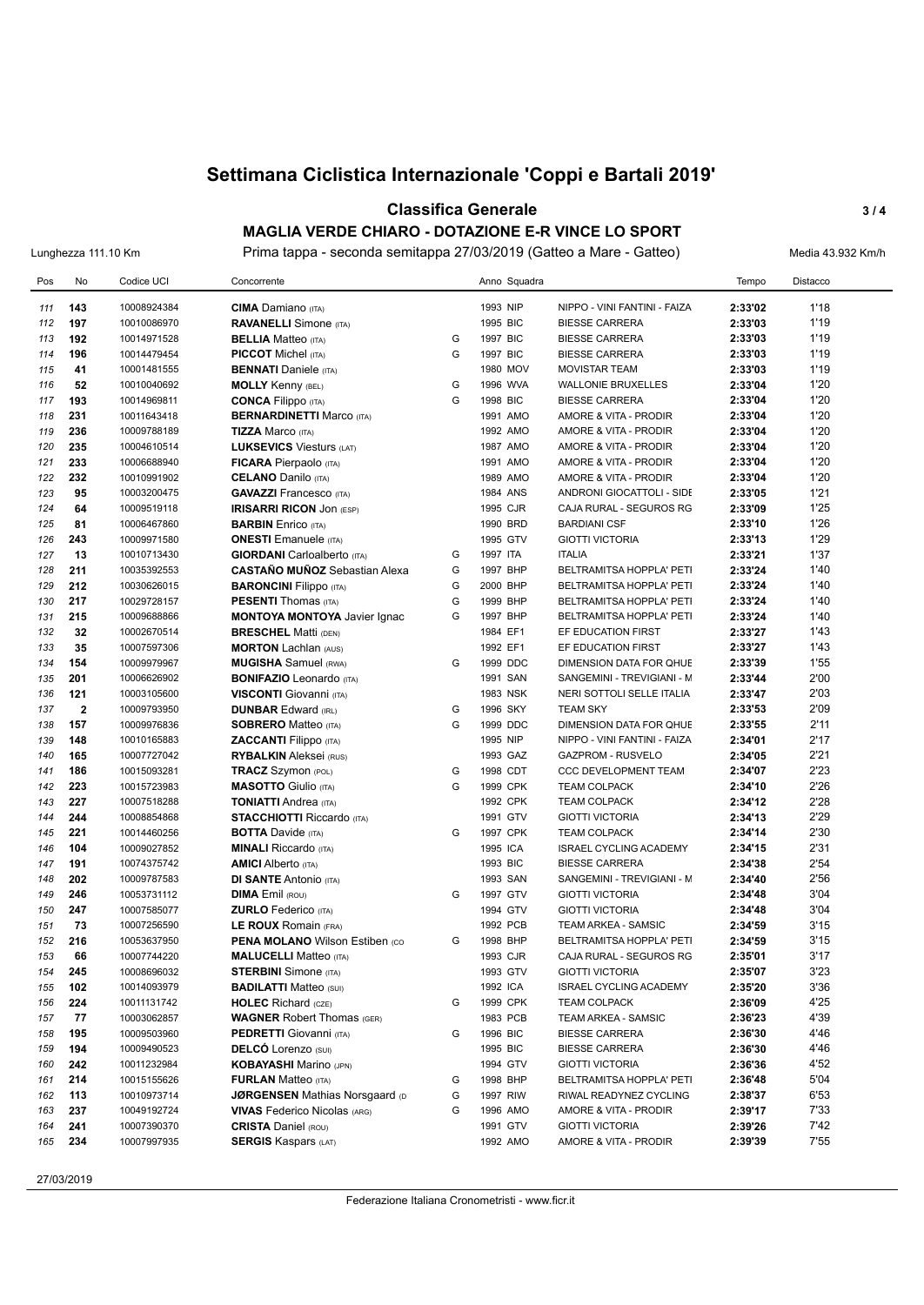# Settimana Ciclistica Internazionale 'Coppi e Bartali 2019'

## Classifica Generale

### MAGLIA VERDE CHIARO - DOTAZIONE E-R VINCE LO SPORT

Lunghezza 111.10 Km — Prima tappa - seconda semitappa 27/03/2019 (Gatteo a Mare - Gatteo) — Media 43.932 Km/h

| Pos | No | Codice UCI | Concorrente | | Anno | Squadra | | Tempo | Distacco |
|---|---|---|---|---|---|---|---|---|---|
| 111 | 143 | 10008924384 | **CIMA** Damiano (ITA) | | 1993 | NIP | NIPPO - VINI FANTINI - FAIZA | 2:33'02 | 1'18 |
| 112 | 197 | 10010086970 | **RAVANELLI** Simone (ITA) | | 1995 | BIC | BIESSE CARRERA | 2:33'03 | 1'19 |
| 113 | 192 | 10014971528 | **BELLIA** Matteo (ITA) | G | 1997 | BIC | BIESSE CARRERA | 2:33'03 | 1'19 |
| 114 | 196 | 10014479454 | **PICCOT** Michel (ITA) | G | 1997 | BIC | BIESSE CARRERA | 2:33'03 | 1'19 |
| 115 | 41 | 10001481555 | **BENNATI** Daniele (ITA) | | 1980 | MOV | MOVISTAR TEAM | 2:33'03 | 1'19 |
| 116 | 52 | 10010040692 | **MOLLY** Kenny (BEL) | G | 1996 | WVA | WALLONIE BRUXELLES | 2:33'04 | 1'20 |
| 117 | 193 | 10014969811 | **CONCA** Filippo (ITA) | G | 1998 | BIC | BIESSE CARRERA | 2:33'04 | 1'20 |
| 118 | 231 | 10011643418 | **BERNARDINETTI** Marco (ITA) | | 1991 | AMO | AMORE & VITA - PRODIR | 2:33'04 | 1'20 |
| 119 | 236 | 10009788189 | **TIZZA** Marco (ITA) | | 1992 | AMO | AMORE & VITA - PRODIR | 2:33'04 | 1'20 |
| 120 | 235 | 10004610514 | **LUKSEVICS** Viesturs (LAT) | | 1987 | AMO | AMORE & VITA - PRODIR | 2:33'04 | 1'20 |
| 121 | 233 | 10006688940 | **FICARA** Pierpaolo (ITA) | | 1991 | AMO | AMORE & VITA - PRODIR | 2:33'04 | 1'20 |
| 122 | 232 | 10010991902 | **CELANO** Danilo (ITA) | | 1989 | AMO | AMORE & VITA - PRODIR | 2:33'04 | 1'20 |
| 123 | 95 | 10003200475 | **GAVAZZI** Francesco (ITA) | | 1984 | ANS | ANDRONI GIOCATTOLI - SIDE | 2:33'05 | 1'21 |
| 124 | 64 | 10009519118 | **IRISARRI RICON** Jon (ESP) | | 1995 | CJR | CAJA RURAL - SEGUROS RG | 2:33'09 | 1'25 |
| 125 | 81 | 10006467860 | **BARBIN** Enrico (ITA) | | 1990 | BRD | BARDIANI CSF | 2:33'10 | 1'26 |
| 126 | 243 | 10009971580 | **ONESTI** Emanuele (ITA) | | 1995 | GTV | GIOTTI VICTORIA | 2:33'13 | 1'29 |
| 127 | 13 | 10010713430 | **GIORDANI** Carloalberto (ITA) | G | 1997 | ITA | ITALIA | 2:33'21 | 1'37 |
| 128 | 211 | 10035392553 | **CASTAÑO MUÑOZ** Sebastian Alexa | G | 1997 | BHP | BELTRAMITSA HOPPLA' PETI | 2:33'24 | 1'40 |
| 129 | 212 | 10030626015 | **BARONCINI** Filippo (ITA) | G | 2000 | BHP | BELTRAMITSA HOPPLA' PETI | 2:33'24 | 1'40 |
| 130 | 217 | 10029728157 | **PESENTI** Thomas (ITA) | G | 1999 | BHP | BELTRAMITSA HOPPLA' PETI | 2:33'24 | 1'40 |
| 131 | 215 | 10009688866 | **MONTOYA MONTOYA** Javier Ignac | G | 1997 | BHP | BELTRAMITSA HOPPLA' PETI | 2:33'24 | 1'40 |
| 132 | 32 | 10002670514 | **BRESCHEL** Matti (DEN) | | 1984 | EF1 | EF EDUCATION FIRST | 2:33'27 | 1'43 |
| 133 | 35 | 10007597306 | **MORTON** Lachlan (AUS) | | 1992 | EF1 | EF EDUCATION FIRST | 2:33'27 | 1'43 |
| 134 | 154 | 10009979967 | **MUGISHA** Samuel (RWA) | G | 1999 | DDC | DIMENSION DATA FOR QHUE | 2:33'39 | 1'55 |
| 135 | 201 | 10006626902 | **BONIFAZIO** Leonardo (ITA) | | 1991 | SAN | SANGEMINI - TREVIGIANI - M | 2:33'44 | 2'00 |
| 136 | 121 | 10003105600 | **VISCONTI** Giovanni (ITA) | | 1983 | NSK | NERI SOTTOLI SELLE ITALIA | 2:33'47 | 2'03 |
| 137 | 2 | 10009793950 | **DUNBAR** Edward (IRL) | G | 1996 | SKY | TEAM SKY | 2:33'53 | 2'09 |
| 138 | 157 | 10009976836 | **SOBRERO** Matteo (ITA) | G | 1999 | DDC | DIMENSION DATA FOR QHUE | 2:33'55 | 2'11 |
| 139 | 148 | 10010165883 | **ZACCANTI** Filippo (ITA) | | 1995 | NIP | NIPPO - VINI FANTINI - FAIZA | 2:34'01 | 2'17 |
| 140 | 165 | 10007727042 | **RYBALKIN** Aleksei (RUS) | | 1993 | GAZ | GAZPROM - RUSVELO | 2:34'05 | 2'21 |
| 141 | 186 | 10015093281 | **TRACZ** Szymon (POL) | G | 1998 | CDT | CCC DEVELOPMENT TEAM | 2:34'07 | 2'23 |
| 142 | 223 | 10015723983 | **MASOTTO** Giulio (ITA) | G | 1999 | CPK | TEAM COLPACK | 2:34'10 | 2'26 |
| 143 | 227 | 10007518288 | **TONIATTI** Andrea (ITA) | | 1992 | CPK | TEAM COLPACK | 2:34'12 | 2'28 |
| 144 | 244 | 10008854868 | **STACCHIOTTI** Riccardo (ITA) | | 1991 | GTV | GIOTTI VICTORIA | 2:34'13 | 2'29 |
| 145 | 221 | 10014460256 | **BOTTA** Davide (ITA) | G | 1997 | CPK | TEAM COLPACK | 2:34'14 | 2'30 |
| 146 | 104 | 10009027852 | **MINALI** Riccardo (ITA) | | 1995 | ICA | ISRAEL CYCLING ACADEMY | 2:34'15 | 2'31 |
| 147 | 191 | 10074375742 | **AMICI** Alberto (ITA) | | 1993 | BIC | BIESSE CARRERA | 2:34'38 | 2'54 |
| 148 | 202 | 10009787583 | **DI SANTE** Antonio (ITA) | | 1993 | SAN | SANGEMINI - TREVIGIANI - M | 2:34'40 | 2'56 |
| 149 | 246 | 10053731112 | **DIMA** Emil (ROU) | G | 1997 | GTV | GIOTTI VICTORIA | 2:34'48 | 3'04 |
| 150 | 247 | 10007585077 | **ZURLO** Federico (ITA) | | 1994 | GTV | GIOTTI VICTORIA | 2:34'48 | 3'04 |
| 151 | 73 | 10007256590 | **LE ROUX** Romain (FRA) | | 1992 | PCB | TEAM ARKEA - SAMSIC | 2:34'59 | 3'15 |
| 152 | 216 | 10053637950 | **PENA MOLANO** Wilson Estiben (CO | G | 1998 | BHP | BELTRAMITSA HOPPLA' PETI | 2:34'59 | 3'15 |
| 153 | 66 | 10007744220 | **MALUCELLI** Matteo (ITA) | | 1993 | CJR | CAJA RURAL - SEGUROS RG | 2:35'01 | 3'17 |
| 154 | 245 | 10008696032 | **STERBINI** Simone (ITA) | | 1993 | GTV | GIOTTI VICTORIA | 2:35'07 | 3'23 |
| 155 | 102 | 10014093979 | **BADILATTI** Matteo (SUI) | | 1992 | ICA | ISRAEL CYCLING ACADEMY | 2:35'20 | 3'36 |
| 156 | 224 | 10011131742 | **HOLEC** Richard (CZE) | G | 1999 | CPK | TEAM COLPACK | 2:36'09 | 4'25 |
| 157 | 77 | 10003062857 | **WAGNER** Robert Thomas (GER) | | 1983 | PCB | TEAM ARKEA - SAMSIC | 2:36'23 | 4'39 |
| 158 | 195 | 10009503960 | **PEDRETTI** Giovanni (ITA) | G | 1996 | BIC | BIESSE CARRERA | 2:36'30 | 4'46 |
| 159 | 194 | 10009490523 | **DELCÓ** Lorenzo (SUI) | | 1995 | BIC | BIESSE CARRERA | 2:36'30 | 4'46 |
| 160 | 242 | 10011232984 | **KOBAYASHI** Marino (JPN) | | 1994 | GTV | GIOTTI VICTORIA | 2:36'36 | 4'52 |
| 161 | 214 | 10015155626 | **FURLAN** Matteo (ITA) | G | 1998 | BHP | BELTRAMITSA HOPPLA' PETI | 2:36'48 | 5'04 |
| 162 | 113 | 10010973714 | **JØRGENSEN** Mathias Norsgaard (D | G | 1997 | RIW | RIWAL READYNEZ CYCLING | 2:38'37 | 6'53 |
| 163 | 237 | 10049192724 | **VIVAS** Federico Nicolas (ARG) | G | 1996 | AMO | AMORE & VITA - PRODIR | 2:39'17 | 7'33 |
| 164 | 241 | 10007390370 | **CRISTA** Daniel (ROU) | | 1991 | GTV | GIOTTI VICTORIA | 2:39'26 | 7'42 |
| 165 | 234 | 10007997935 | **SERGIS** Kaspars (LAT) | | 1992 | AMO | AMORE & VITA - PRODIR | 2:39'39 | 7'55 |

27/03/2019

Federazione Italiana Cronometristi - www.ficr.it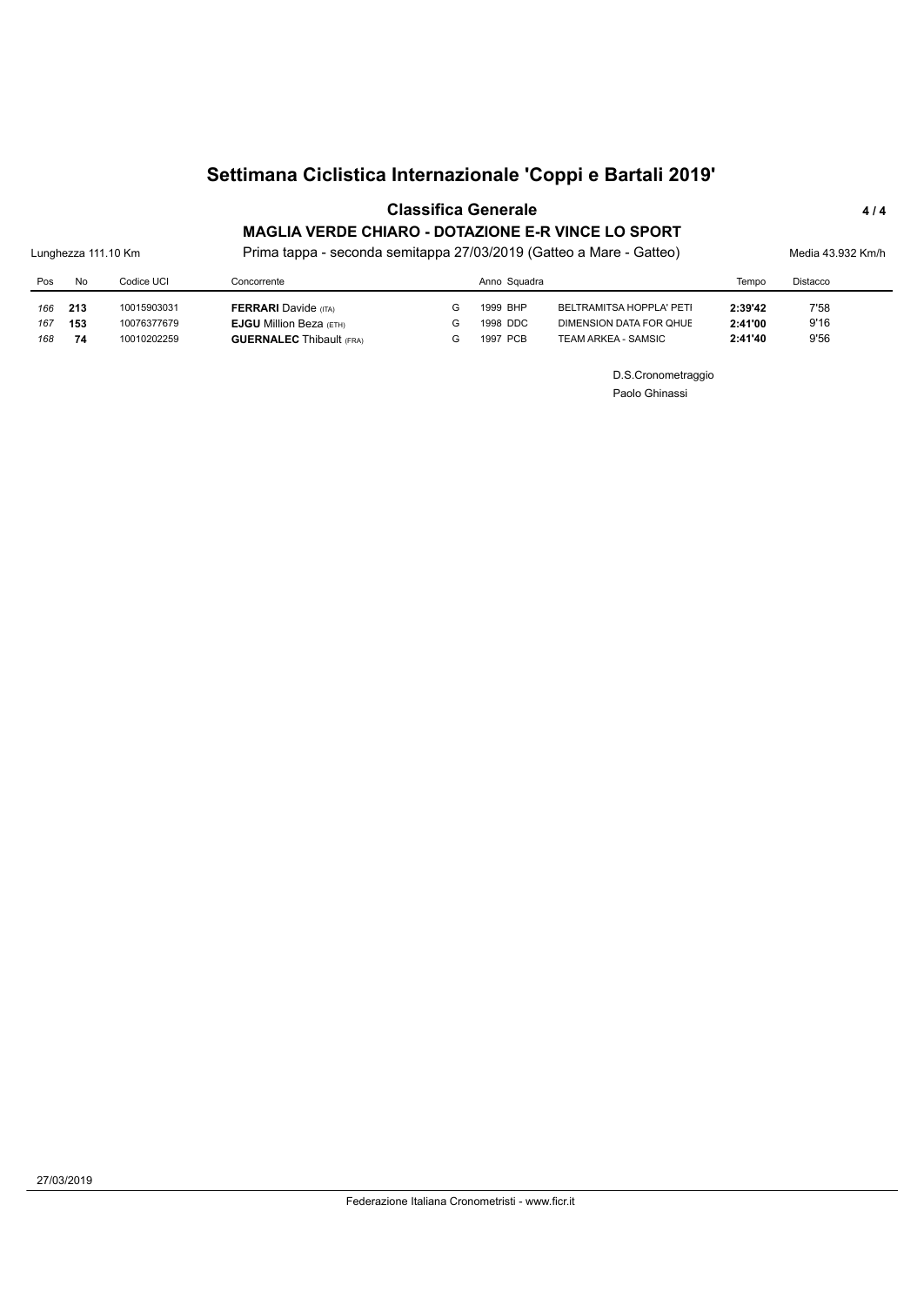# Settimana Ciclistica Internazionale 'Coppi e Bartali 2019'

## Classifica Generale

### MAGLIA VERDE CHIARO - DOTAZIONE E-R VINCE LO SPORT

Lunghezza 111.10 Km — Prima tappa - seconda semitappa 27/03/2019 (Gatteo a Mare - Gatteo) — Media 43.932 Km/h

| Pos | No | Codice UCI | Concorrente | | Anno | Squadra | | Tempo | Distacco |
|---|---|---|---|---|---|---|---|---|---|
| *166* | **213** | 10015903031 | **FERRARI** Davide (ITA) | G | 1999 | BHP | BELTRAMITSA HOPPLA' PETI | **2:39'42** | 7'58 |
| *167* | **153** | 10076377679 | **EJGU** Million Beza (ETH) | G | 1998 | DDC | DIMENSION DATA FOR QHUE | **2:41'00** | 9'16 |
| *168* | **74** | 10010202259 | **GUERNALEC** Thibault (FRA) | G | 1997 | PCB | TEAM ARKEA - SAMSIC | **2:41'40** | 9'56 |

D.S.Cronometraggio

Paolo Ghinassi

27/03/2019

Federazione Italiana Cronometristi - www.ficr.it